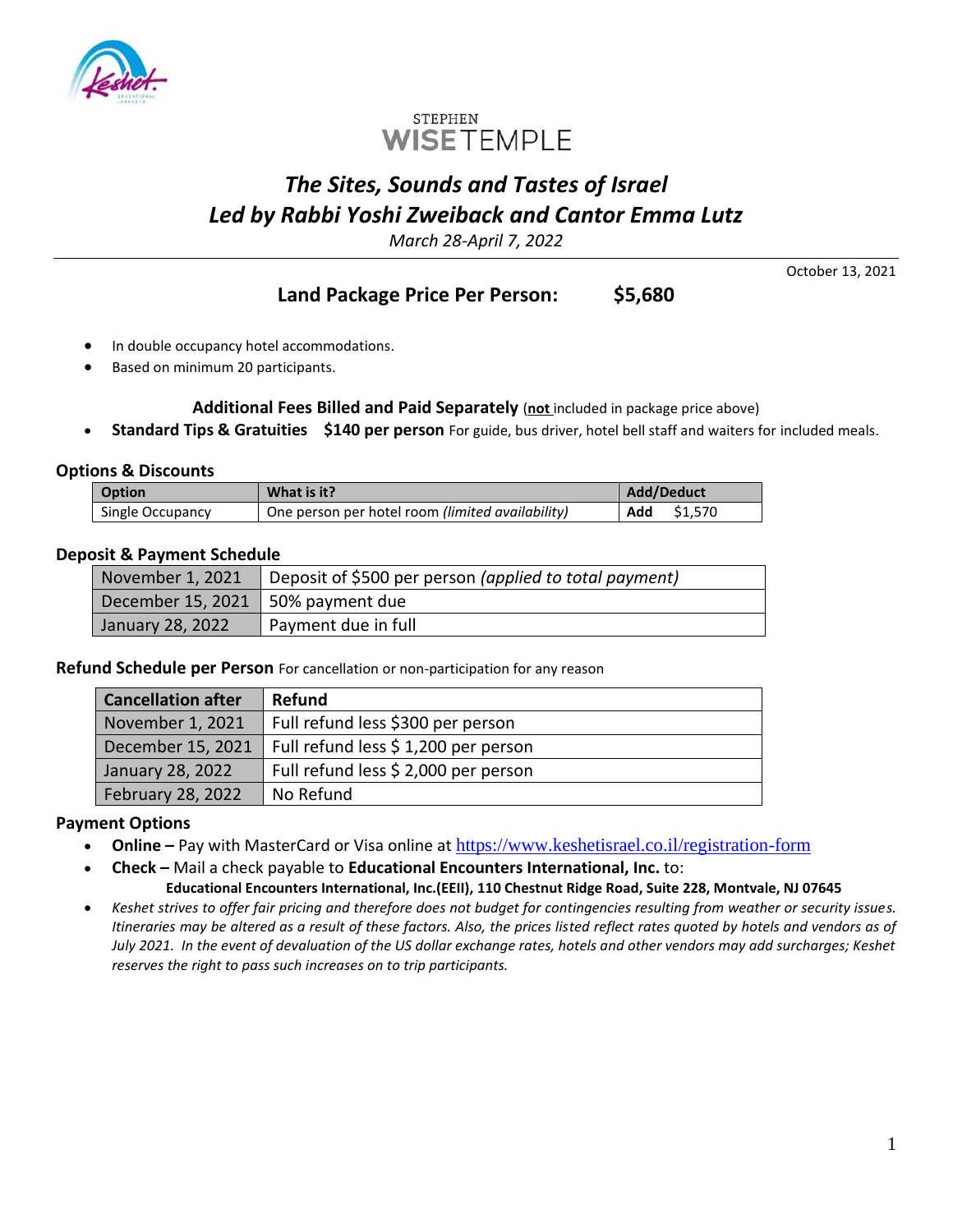STEPHEN
**WISE**TEMPLE

# *The Sites, Sounds and Tastes of Israel*
# *Led by Rabbi Yoshi Zweiback and Cantor Emma Lutz*

*March 28-April 7, 2022*

---

October 13, 2021

## Land Package Price Per Person: $5,680

- In double occupancy hotel accommodations.
- Based on minimum 20 participants.

**Additional Fees Billed and Paid Separately** (**not** included in package price above)

- **Standard Tips & Gratuities $140 per person** For guide, bus driver, hotel bell staff and waiters for included meals.

### Options & Discounts

| Option | What is it? | Add/Deduct |
|---|---|---|
| Single Occupancy | One person per hotel room *(limited availability)* | **Add** $1,570 |

### Deposit & Payment Schedule

| | |
|---|---|
| November 1, 2021 | Deposit of $500 per person *(applied to total payment)* |
| December 15, 2021 | 50% payment due |
| January 28, 2022 | Payment due in full |

### Refund Schedule per Person
For cancellation or non-participation for any reason

| Cancellation after | Refund |
|---|---|
| November 1, 2021 | Full refund less $300 per person |
| December 15, 2021 | Full refund less $ 1,200 per person |
| January 28, 2022 | Full refund less $ 2,000 per person |
| February 28, 2022 | No Refund |

### Payment Options

- **Online –** Pay with MasterCard or Visa online at https://www.keshetisrael.co.il/registration-form
- **Check –** Mail a check payable to **Educational Encounters International, Inc.** to:
  **Educational Encounters International, Inc.(EEII), 110 Chestnut Ridge Road, Suite 228, Montvale, NJ 07645**
- *Keshet strives to offer fair pricing and therefore does not budget for contingencies resulting from weather or security issues. Itineraries may be altered as a result of these factors. Also, the prices listed reflect rates quoted by hotels and vendors as of July 2021. In the event of devaluation of the US dollar exchange rates, hotels and other vendors may add surcharges; Keshet reserves the right to pass such increases on to trip participants.*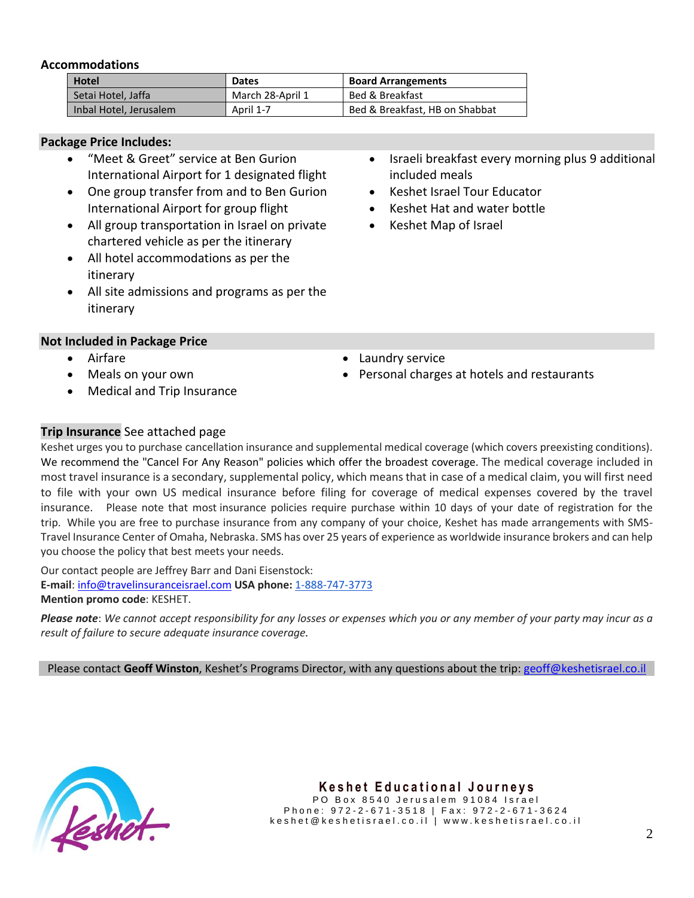## Accommodations

| Hotel | Dates | Board Arrangements |
|---|---|---|
| Setai Hotel, Jaffa | March 28-April 1 | Bed & Breakfast |
| Inbal Hotel, Jerusalem | April 1-7 | Bed & Breakfast, HB on Shabbat |

## Package Price Includes:

- "Meet & Greet" service at Ben Gurion International Airport for 1 designated flight
- One group transfer from and to Ben Gurion International Airport for group flight
- All group transportation in Israel on private chartered vehicle as per the itinerary
- All hotel accommodations as per the itinerary
- All site admissions and programs as per the itinerary
- Israeli breakfast every morning plus 9 additional included meals
- Keshet Israel Tour Educator
- Keshet Hat and water bottle
- Keshet Map of Israel

## Not Included in Package Price

- Airfare
- Meals on your own
- Medical and Trip Insurance
- Laundry service
- Personal charges at hotels and restaurants

**Trip Insurance** See attached page

Keshet urges you to purchase cancellation insurance and supplemental medical coverage (which covers preexisting conditions). We recommend the "Cancel For Any Reason" policies which offer the broadest coverage. The medical coverage included in most travel insurance is a secondary, supplemental policy, which means that in case of a medical claim, you will first need to file with your own US medical insurance before filing for coverage of medical expenses covered by the travel insurance. Please note that most insurance policies require purchase within 10 days of your date of registration for the trip. While you are free to purchase insurance from any company of your choice, Keshet has made arrangements with SMS-Travel Insurance Center of Omaha, Nebraska. SMS has over 25 years of experience as worldwide insurance brokers and can help you choose the policy that best meets your needs.

Our contact people are Jeffrey Barr and Dani Eisenstock:
**E-mail**: info@travelinsuranceisrael.com **USA phone:** 1-888-747-3773
**Mention promo code**: KESHET.

***Please note***: *We cannot accept responsibility for any losses or expenses which you or any member of your party may incur as a result of failure to secure adequate insurance coverage.*

Please contact **Geoff Winston**, Keshet's Programs Director, with any questions about the trip: geoff@keshetisrael.co.il

**Keshet Educational Journeys**
PO Box 8540 Jerusalem 91084 Israel
Phone: 972-2-671-3518 | Fax: 972-2-671-3624
keshet@keshetisrael.co.il | www.keshetisrael.co.il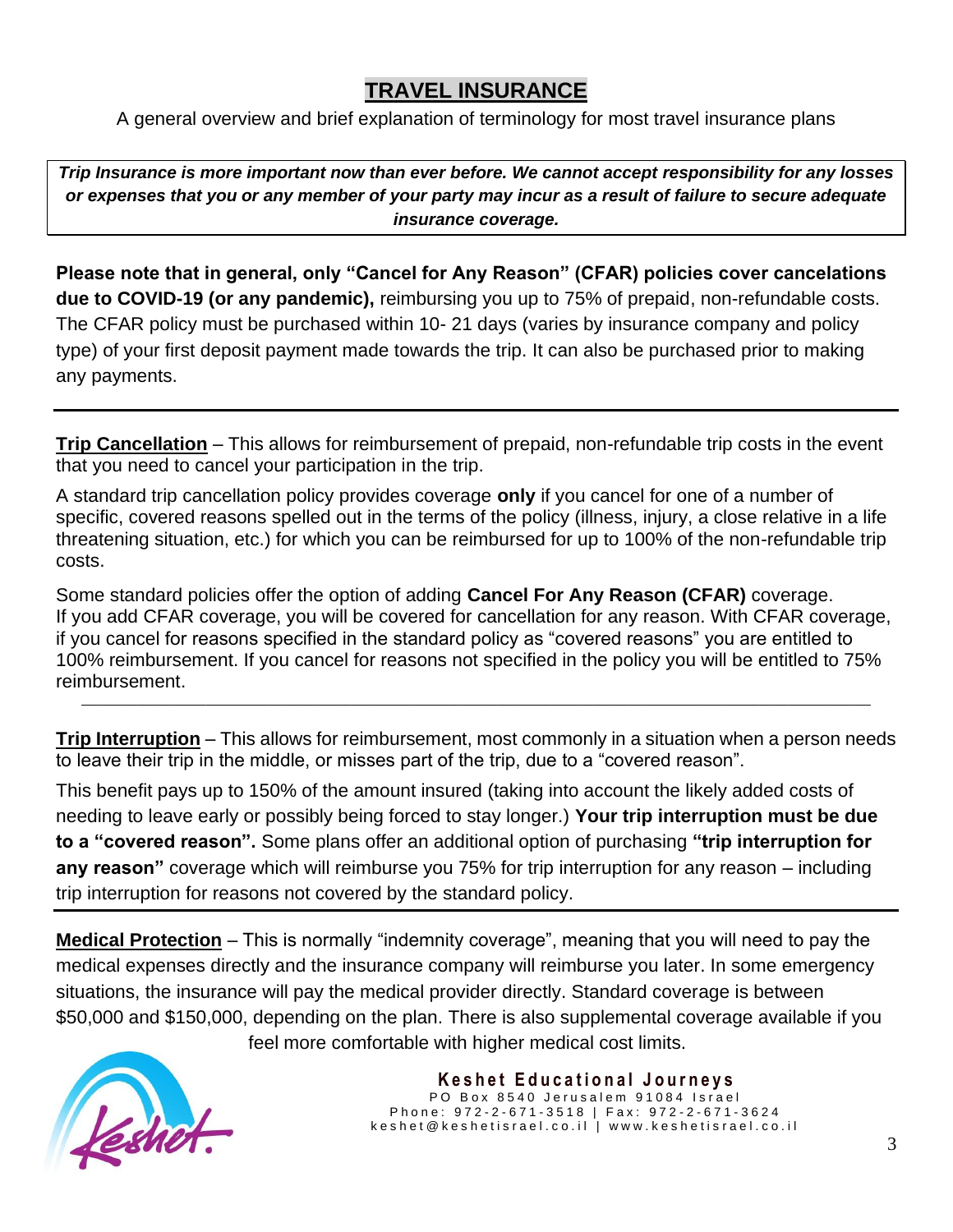# TRAVEL INSURANCE

A general overview and brief explanation of terminology for most travel insurance plans

> ***Trip Insurance is more important now than ever before. We cannot accept responsibility for any losses or expenses that you or any member of your party may incur as a result of failure to secure adequate insurance coverage.***

**Please note that in general, only "Cancel for Any Reason" (CFAR) policies cover cancelations due to COVID-19 (or any pandemic),** reimbursing you up to 75% of prepaid, non-refundable costs. The CFAR policy must be purchased within 10- 21 days (varies by insurance company and policy type) of your first deposit payment made towards the trip. It can also be purchased prior to making any payments.

---

**Trip Cancellation** – This allows for reimbursement of prepaid, non-refundable trip costs in the event that you need to cancel your participation in the trip.

A standard trip cancellation policy provides coverage **only** if you cancel for one of a number of specific, covered reasons spelled out in the terms of the policy (illness, injury, a close relative in a life threatening situation, etc.) for which you can be reimbursed for up to 100% of the non-refundable trip costs.

Some standard policies offer the option of adding **Cancel For Any Reason (CFAR)** coverage. If you add CFAR coverage, you will be covered for cancellation for any reason. With CFAR coverage, if you cancel for reasons specified in the standard policy as "covered reasons" you are entitled to 100% reimbursement. If you cancel for reasons not specified in the policy you will be entitled to 75% reimbursement.

---

**Trip Interruption** – This allows for reimbursement, most commonly in a situation when a person needs to leave their trip in the middle, or misses part of the trip, due to a "covered reason".

This benefit pays up to 150% of the amount insured (taking into account the likely added costs of needing to leave early or possibly being forced to stay longer.) **Your trip interruption must be due to a "covered reason".** Some plans offer an additional option of purchasing **"trip interruption for any reason"** coverage which will reimburse you 75% for trip interruption for any reason – including trip interruption for reasons not covered by the standard policy.

---

**Medical Protection** – This is normally "indemnity coverage", meaning that you will need to pay the medical expenses directly and the insurance company will reimburse you later. In some emergency situations, the insurance will pay the medical provider directly. Standard coverage is between $50,000 and $150,000, depending on the plan. There is also supplemental coverage available if you feel more comfortable with higher medical cost limits.

**Keshet Educational Journeys**
PO Box 8540 Jerusalem 91084 Israel
Phone: 972-2-671-3518 | Fax: 972-2-671-3624
keshet@keshetisrael.co.il | www.keshetisrael.co.il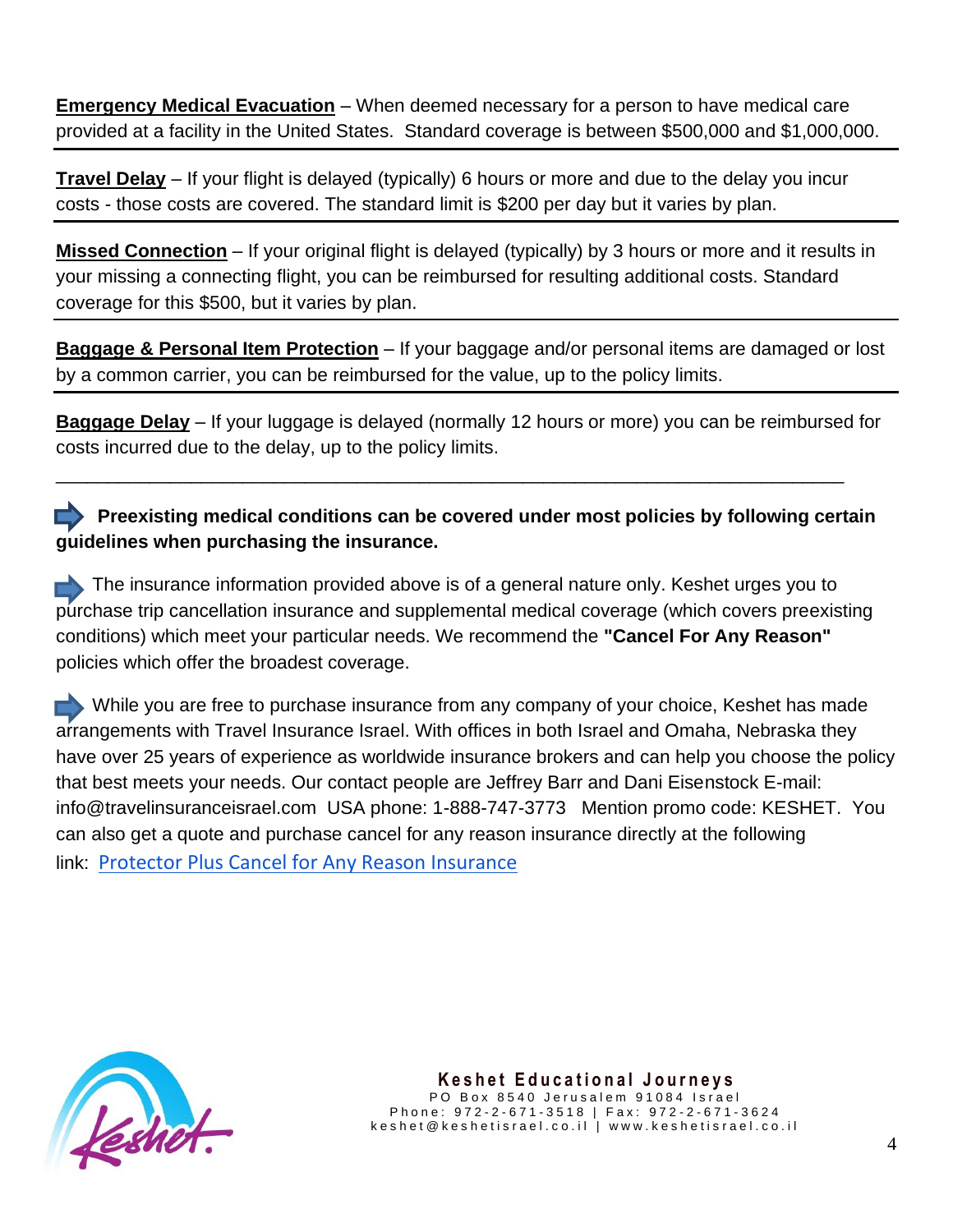**Emergency Medical Evacuation** – When deemed necessary for a person to have medical care provided at a facility in the United States. Standard coverage is between $500,000 and $1,000,000.

---

**Travel Delay** – If your flight is delayed (typically) 6 hours or more and due to the delay you incur costs - those costs are covered. The standard limit is $200 per day but it varies by plan.

---

**Missed Connection** – If your original flight is delayed (typically) by 3 hours or more and it results in your missing a connecting flight, you can be reimbursed for resulting additional costs. Standard coverage for this $500, but it varies by plan.

---

**Baggage & Personal Item Protection** – If your baggage and/or personal items are damaged or lost by a common carrier, you can be reimbursed for the value, up to the policy limits.

---

**Baggage Delay** – If your luggage is delayed (normally 12 hours or more) you can be reimbursed for costs incurred due to the delay, up to the policy limits.

---

➡ **Preexisting medical conditions can be covered under most policies by following certain guidelines when purchasing the insurance.**

➡ The insurance information provided above is of a general nature only. Keshet urges you to purchase trip cancellation insurance and supplemental medical coverage (which covers preexisting conditions) which meet your particular needs. We recommend the **"Cancel For Any Reason"** policies which offer the broadest coverage.

➡ While you are free to purchase insurance from any company of your choice, Keshet has made arrangements with Travel Insurance Israel. With offices in both Israel and Omaha, Nebraska they have over 25 years of experience as worldwide insurance brokers and can help you choose the policy that best meets your needs. Our contact people are Jeffrey Barr and Dani Eisenstock E-mail: info@travelinsuranceisrael.com USA phone: 1-888-747-3773 Mention promo code: KESHET. You can also get a quote and purchase cancel for any reason insurance directly at the following link: Protector Plus Cancel for Any Reason Insurance

**Keshet Educational Journeys**
PO Box 8540 Jerusalem 91084 Israel
Phone: 972-2-671-3518 | Fax: 972-2-671-3624
keshet@keshetisrael.co.il | www.keshetisrael.co.il